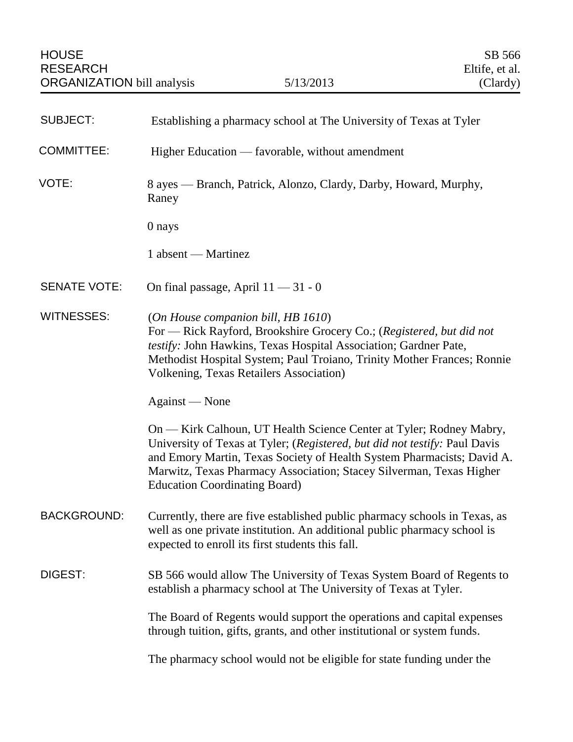HOUSE RESEARCH ORGANIZATION bill analysis — 5/13/2013 — SB 566 Eltife, et al. (Clardy)

**SUBJECT:** Establishing a pharmacy school at The University of Texas at Tyler

**COMMITTEE:** Higher Education — favorable, without amendment

**VOTE:** 8 ayes — Branch, Patrick, Alonzo, Clardy, Darby, Howard, Murphy, Raney

0 nays

1 absent — Martinez

**SENATE VOTE:** On final passage, April 11 — 31 - 0

**WITNESSES:** (*On House companion bill, HB 1610*)
For — Rick Rayford, Brookshire Grocery Co.; (*Registered, but did not testify:* John Hawkins, Texas Hospital Association; Gardner Pate, Methodist Hospital System; Paul Troiano, Trinity Mother Frances; Ronnie Volkening, Texas Retailers Association)

Against — None

On — Kirk Calhoun, UT Health Science Center at Tyler; Rodney Mabry, University of Texas at Tyler; (*Registered, but did not testify:* Paul Davis and Emory Martin, Texas Society of Health System Pharmacists; David A. Marwitz, Texas Pharmacy Association; Stacey Silverman, Texas Higher Education Coordinating Board)

**BACKGROUND:** Currently, there are five established public pharmacy schools in Texas, as well as one private institution. An additional public pharmacy school is expected to enroll its first students this fall.

**DIGEST:** SB 566 would allow The University of Texas System Board of Regents to establish a pharmacy school at The University of Texas at Tyler.

The Board of Regents would support the operations and capital expenses through tuition, gifts, grants, and other institutional or system funds.

The pharmacy school would not be eligible for state funding under the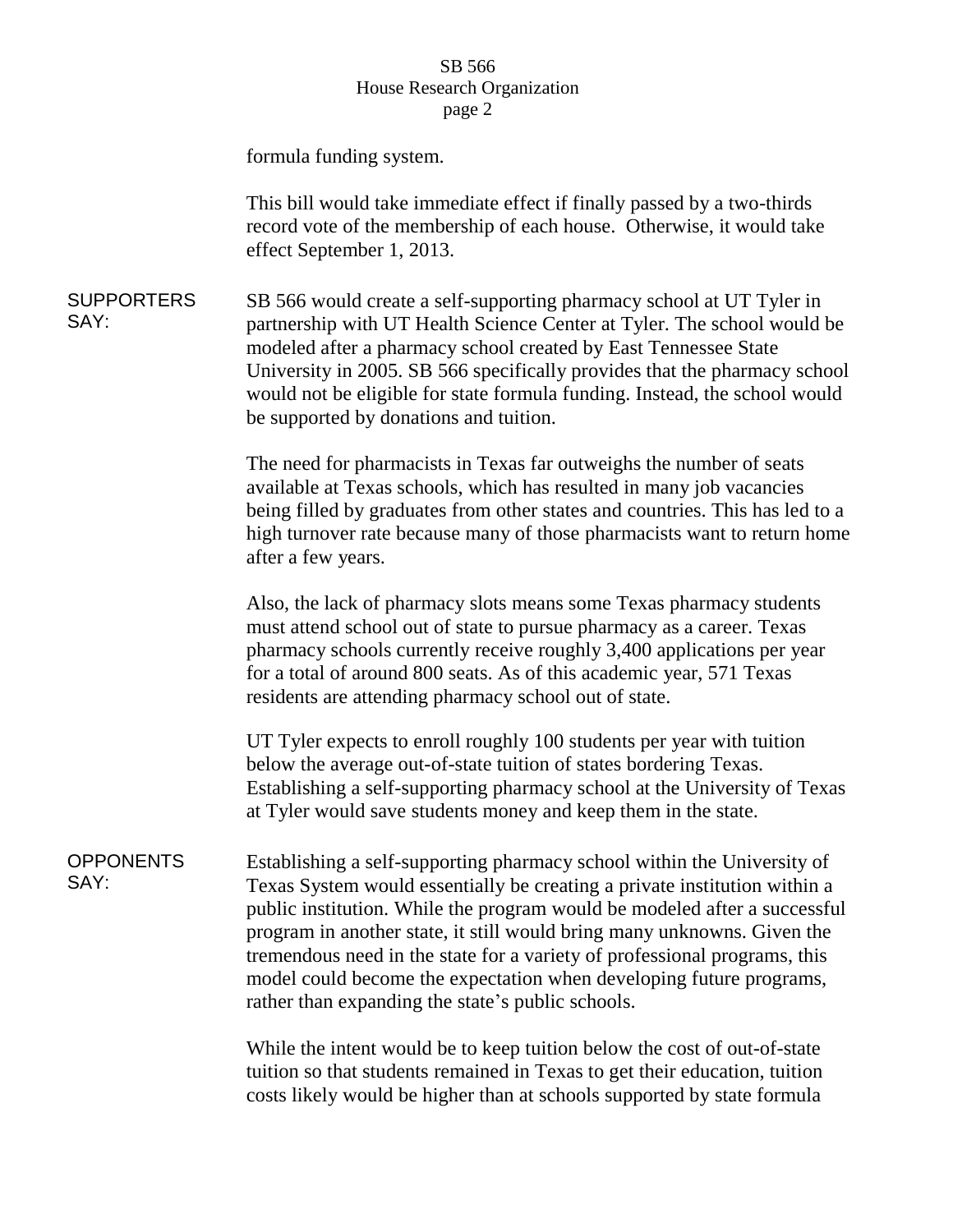formula funding system.

This bill would take immediate effect if finally passed by a two-thirds record vote of the membership of each house. Otherwise, it would take effect September 1, 2013.

**SUPPORTERS SAY:**

SB 566 would create a self-supporting pharmacy school at UT Tyler in partnership with UT Health Science Center at Tyler. The school would be modeled after a pharmacy school created by East Tennessee State University in 2005. SB 566 specifically provides that the pharmacy school would not be eligible for state formula funding. Instead, the school would be supported by donations and tuition.

The need for pharmacists in Texas far outweighs the number of seats available at Texas schools, which has resulted in many job vacancies being filled by graduates from other states and countries. This has led to a high turnover rate because many of those pharmacists want to return home after a few years.

Also, the lack of pharmacy slots means some Texas pharmacy students must attend school out of state to pursue pharmacy as a career. Texas pharmacy schools currently receive roughly 3,400 applications per year for a total of around 800 seats. As of this academic year, 571 Texas residents are attending pharmacy school out of state.

UT Tyler expects to enroll roughly 100 students per year with tuition below the average out-of-state tuition of states bordering Texas. Establishing a self-supporting pharmacy school at the University of Texas at Tyler would save students money and keep them in the state.

**OPPONENTS SAY:**

Establishing a self-supporting pharmacy school within the University of Texas System would essentially be creating a private institution within a public institution. While the program would be modeled after a successful program in another state, it still would bring many unknowns. Given the tremendous need in the state for a variety of professional programs, this model could become the expectation when developing future programs, rather than expanding the state's public schools.

While the intent would be to keep tuition below the cost of out-of-state tuition so that students remained in Texas to get their education, tuition costs likely would be higher than at schools supported by state formula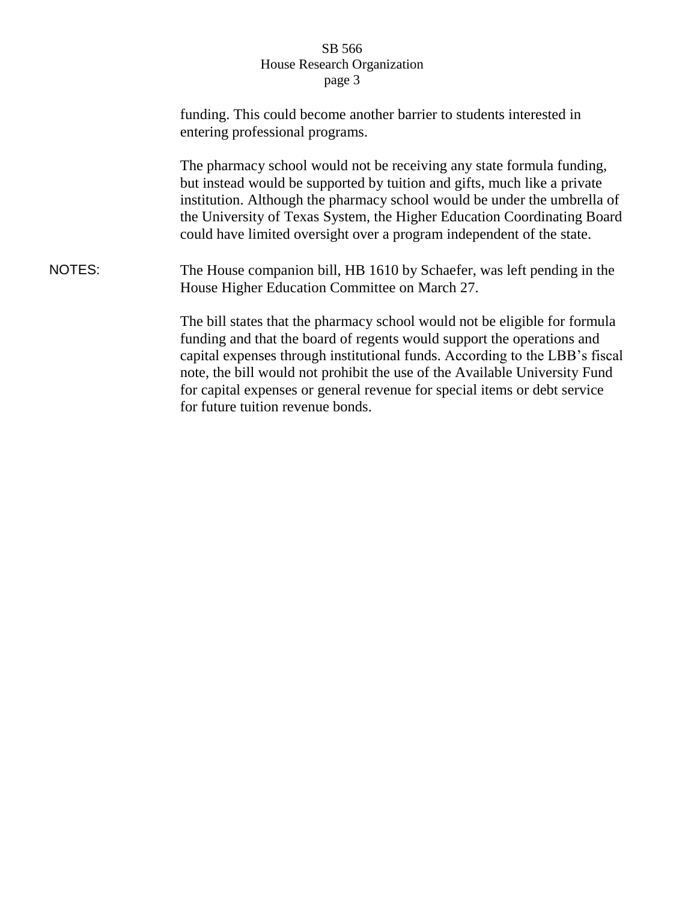funding. This could become another barrier to students interested in entering professional programs.

The pharmacy school would not be receiving any state formula funding, but instead would be supported by tuition and gifts, much like a private institution. Although the pharmacy school would be under the umbrella of the University of Texas System, the Higher Education Coordinating Board could have limited oversight over a program independent of the state.

NOTES: The House companion bill, HB 1610 by Schaefer, was left pending in the House Higher Education Committee on March 27.

The bill states that the pharmacy school would not be eligible for formula funding and that the board of regents would support the operations and capital expenses through institutional funds. According to the LBB's fiscal note, the bill would not prohibit the use of the Available University Fund for capital expenses or general revenue for special items or debt service for future tuition revenue bonds.